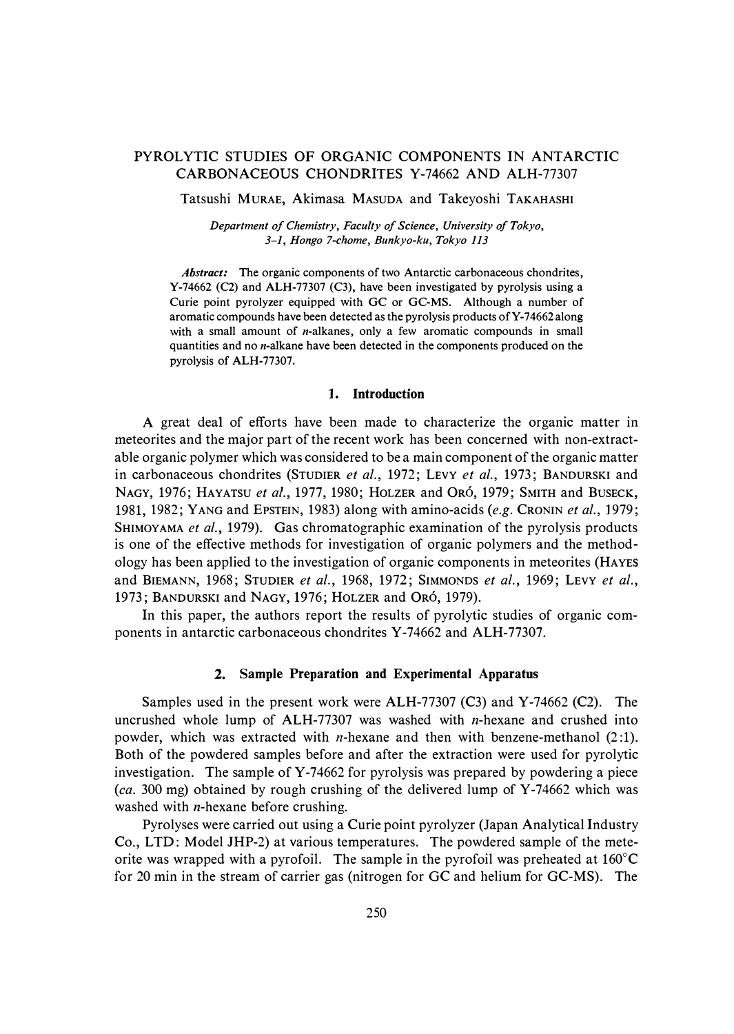# PYROLYTIC STUDIES OF ORGANIC COMPONENTS IN ANTARCTIC CARBONACEOUS CHONDRITES Y-74662 AND ALH-77307

Tatsushi MURAE, Akimasa MASUDA and Takeyoshi TAKAHASHI

*Department of Chemistry, Faculty of Science, University of Tokyo, 3-1, Hongo 7-chome, Bunkyo-ku, Tokyo 113*

***Abstract:*** The organic components of two Antarctic carbonaceous chondrites, Y-74662 (C2) and ALH-77307 (C3), have been investigated by pyrolysis using a Curie point pyrolyzer equipped with GC or GC-MS. Although a number of aromatic compounds have been detected as the pyrolysis products of Y-74662 along with a small amount of *n*-alkanes, only a few aromatic compounds in small quantities and no *n*-alkane have been detected in the components produced on the pyrolysis of ALH-77307.

## 1. Introduction

A great deal of efforts have been made to characterize the organic matter in meteorites and the major part of the recent work has been concerned with non-extractable organic polymer which was considered to be a main component of the organic matter in carbonaceous chondrites (STUDIER *et al.*, 1972; LEVY *et al.*, 1973; BANDURSKI and NAGY, 1976; HAYATSU *et al.*, 1977, 1980; HOLZER and ORÓ, 1979; SMITH and BUSECK, 1981, 1982; YANG and EPSTEIN, 1983) along with amino-acids (*e.g.* CRONIN *et al.*, 1979; SHIMOYAMA *et al.*, 1979). Gas chromatographic examination of the pyrolysis products is one of the effective methods for investigation of organic polymers and the methodology has been applied to the investigation of organic components in meteorites (HAYES and BIEMANN, 1968; STUDIER *et al.*, 1968, 1972; SIMMONDS *et al.*, 1969; LEVY *et al.*, 1973; BANDURSKI and NAGY, 1976; HOLZER and ORÓ, 1979).

In this paper, the authors report the results of pyrolytic studies of organic components in antarctic carbonaceous chondrites Y-74662 and ALH-77307.

## 2. Sample Preparation and Experimental Apparatus

Samples used in the present work were ALH-77307 (C3) and Y-74662 (C2). The uncrushed whole lump of ALH-77307 was washed with *n*-hexane and crushed into powder, which was extracted with *n*-hexane and then with benzene-methanol (2:1). Both of the powdered samples before and after the extraction were used for pyrolytic investigation. The sample of Y-74662 for pyrolysis was prepared by powdering a piece (*ca.* 300 mg) obtained by rough crushing of the delivered lump of Y-74662 which was washed with *n*-hexane before crushing.

Pyrolyses were carried out using a Curie point pyrolyzer (Japan Analytical Industry Co., LTD: Model JHP-2) at various temperatures. The powdered sample of the meteorite was wrapped with a pyrofoil. The sample in the pyrofoil was preheated at 160°C for 20 min in the stream of carrier gas (nitrogen for GC and helium for GC-MS). The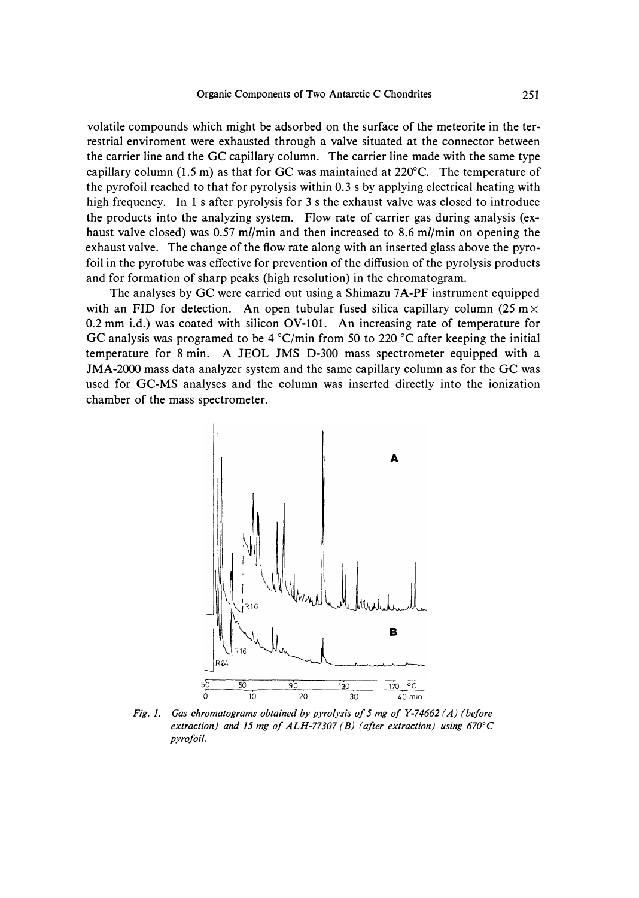volatile compounds which might be adsorbed on the surface of the meteorite in the terrestrial enviroment were exhausted through a valve situated at the connector between the carrier line and the GC capillary column. The carrier line made with the same type capillary column (1.5 m) as that for GC was maintained at 220°C. The temperature of the pyrofoil reached to that for pyrolysis within 0.3 s by applying electrical heating with high frequency. In 1 s after pyrolysis for 3 s the exhaust valve was closed to introduce the products into the analyzing system. Flow rate of carrier gas during analysis (exhaust valve closed) was 0.57 ml/min and then increased to 8.6 ml/min on opening the exhaust valve. The change of the flow rate along with an inserted glass above the pyrofoil in the pyrotube was effective for prevention of the diffusion of the pyrolysis products and for formation of sharp peaks (high resolution) in the chromatogram.

The analyses by GC were carried out using a Shimazu 7A-PF instrument equipped with an FID for detection. An open tubular fused silica capillary column (25 m × 0.2 mm i.d.) was coated with silicon OV-101. An increasing rate of temperature for GC analysis was programed to be 4 °C/min from 50 to 220 °C after keeping the initial temperature for 8 min. A JEOL JMS D-300 mass spectrometer equipped with a JMA-2000 mass data analyzer system and the same capillary column as for the GC was used for GC-MS analyses and the column was inserted directly into the ionization chamber of the mass spectrometer.

*Fig. 1. Gas chromatograms obtained by pyrolysis of 5 mg of Y-74662 (A) (before extraction) and 15 mg of ALH-77307 (B) (after extraction) using 670°C pyrofoil.*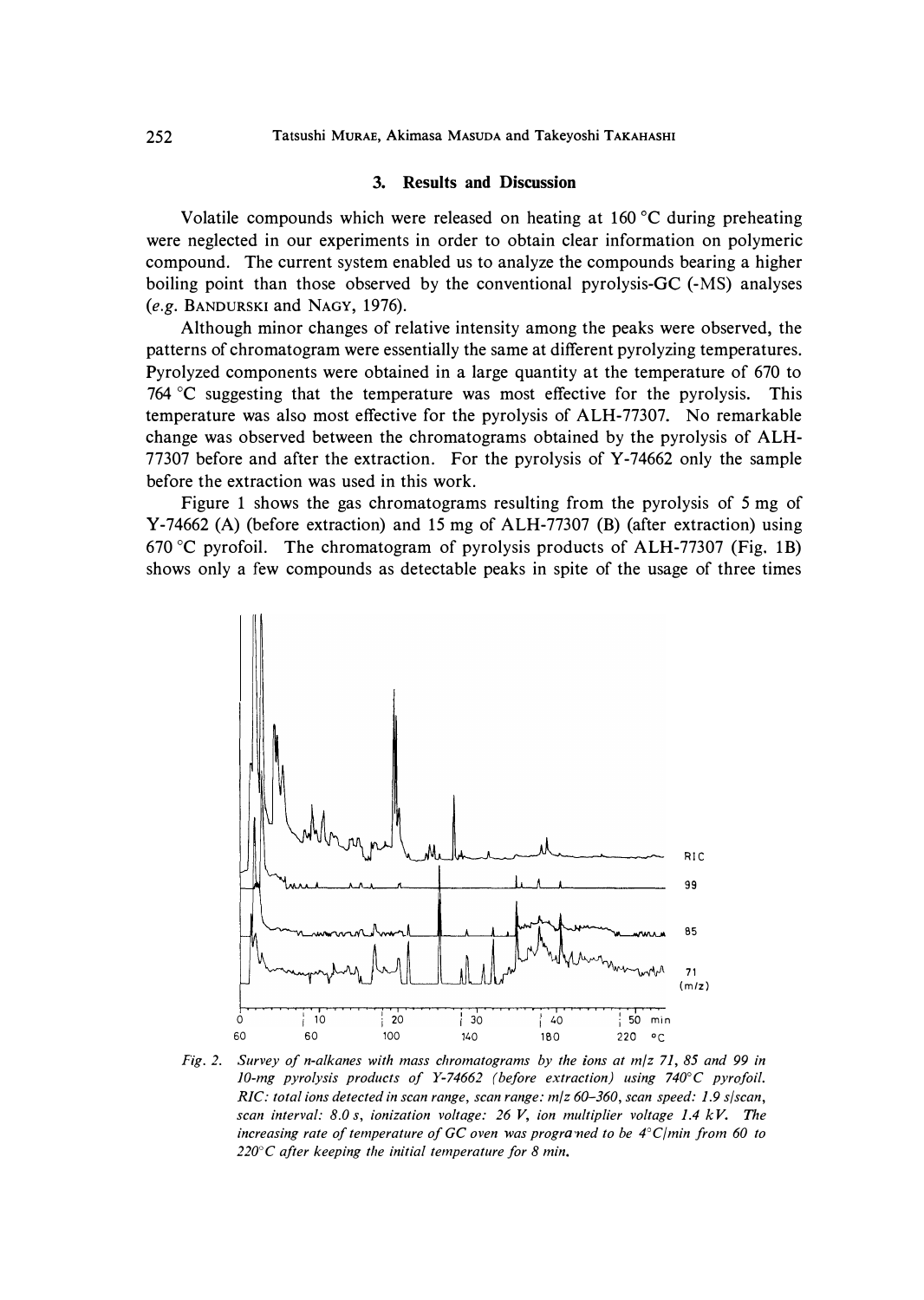## 3. Results and Discussion

Volatile compounds which were released on heating at 160 °C during preheating were neglected in our experiments in order to obtain clear information on polymeric compound. The current system enabled us to analyze the compounds bearing a higher boiling point than those observed by the conventional pyrolysis-GC (-MS) analyses (*e.g.* BANDURSKI and NAGY, 1976).

Although minor changes of relative intensity among the peaks were observed, the patterns of chromatogram were essentially the same at different pyrolyzing temperatures. Pyrolyzed components were obtained in a large quantity at the temperature of 670 to 764 °C suggesting that the temperature was most effective for the pyrolysis. This temperature was also most effective for the pyrolysis of ALH-77307. No remarkable change was observed between the chromatograms obtained by the pyrolysis of ALH-77307 before and after the extraction. For the pyrolysis of Y-74662 only the sample before the extraction was used in this work.

Figure 1 shows the gas chromatograms resulting from the pyrolysis of 5 mg of Y-74662 (A) (before extraction) and 15 mg of ALH-77307 (B) (after extraction) using 670 °C pyrofoil. The chromatogram of pyrolysis products of ALH-77307 (Fig. 1B) shows only a few compounds as detectable peaks in spite of the usage of three times

*Fig. 2. Survey of n-alkanes with mass chromatograms by the ions at m/z 71, 85 and 99 in 10-mg pyrolysis products of Y-74662 (before extraction) using 740°C pyrofoil. RIC: total ions detected in scan range, scan range: m/z 60–360, scan speed: 1.9 s/scan, scan interval: 8.0 s, ionization voltage: 26 V, ion multiplier voltage 1.4 kV. The increasing rate of temperature of GC oven was programmed to be 4°C/min from 60 to 220°C after keeping the initial temperature for 8 min.*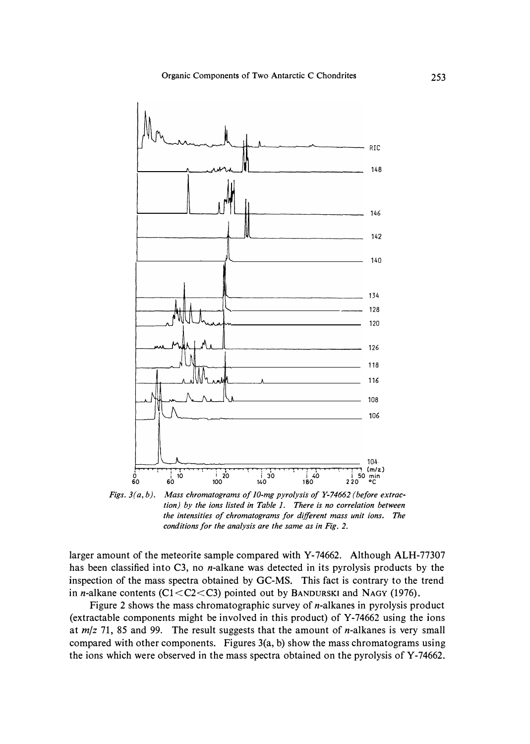Figs. 3(a, b). *Mass chromatograms of 10-mg pyrolysis of Y-74662 (before extraction) by the ions listed in Table 1. There is no correlation between the intensities of chromatograms for different mass unit ions. The conditions for the analysis are the same as in Fig. 2.*

larger amount of the meteorite sample compared with Y-74662. Although ALH-77307 has been classified into C3, no *n*-alkane was detected in its pyrolysis products by the inspection of the mass spectra obtained by GC-MS. This fact is contrary to the trend in *n*-alkane contents (C1<C2<C3) pointed out by BANDURSKI and NAGY (1976).

Figure 2 shows the mass chromatographic survey of *n*-alkanes in pyrolysis product (extractable components might be involved in this product) of Y-74662 using the ions at $m/z$ 71, 85 and 99. The result suggests that the amount of *n*-alkanes is very small compared with other components. Figures 3(a, b) show the mass chromatograms using the ions which were observed in the mass spectra obtained on the pyrolysis of Y-74662.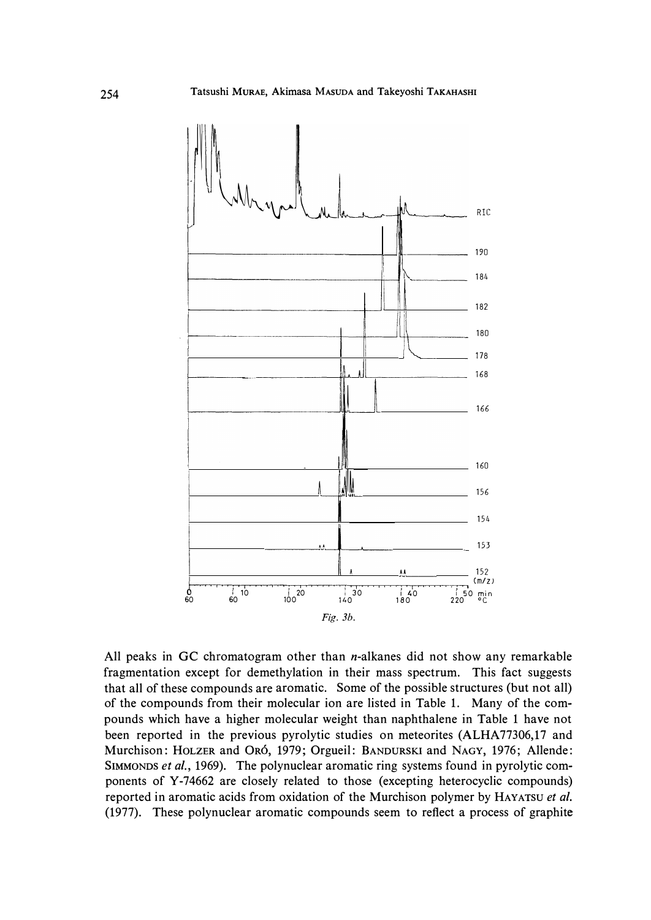Fig. 3b.

All peaks in GC chromatogram other than *n*-alkanes did not show any remarkable fragmentation except for demethylation in their mass spectrum. This fact suggests that all of these compounds are aromatic. Some of the possible structures (but not all) of the compounds from their molecular ion are listed in Table 1. Many of the compounds which have a higher molecular weight than naphthalene in Table 1 have not been reported in the previous pyrolytic studies on meteorites (ALHA77306,17 and Murchison: HOLZER and ORÓ, 1979; Orgueil: BANDURSKI and NAGY, 1976; Allende: SIMMONDS *et al.*, 1969). The polynuclear aromatic ring systems found in pyrolytic components of Y-74662 are closely related to those (excepting heterocyclic compounds) reported in aromatic acids from oxidation of the Murchison polymer by HAYATSU *et al.* (1977). These polynuclear aromatic compounds seem to reflect a process of graphite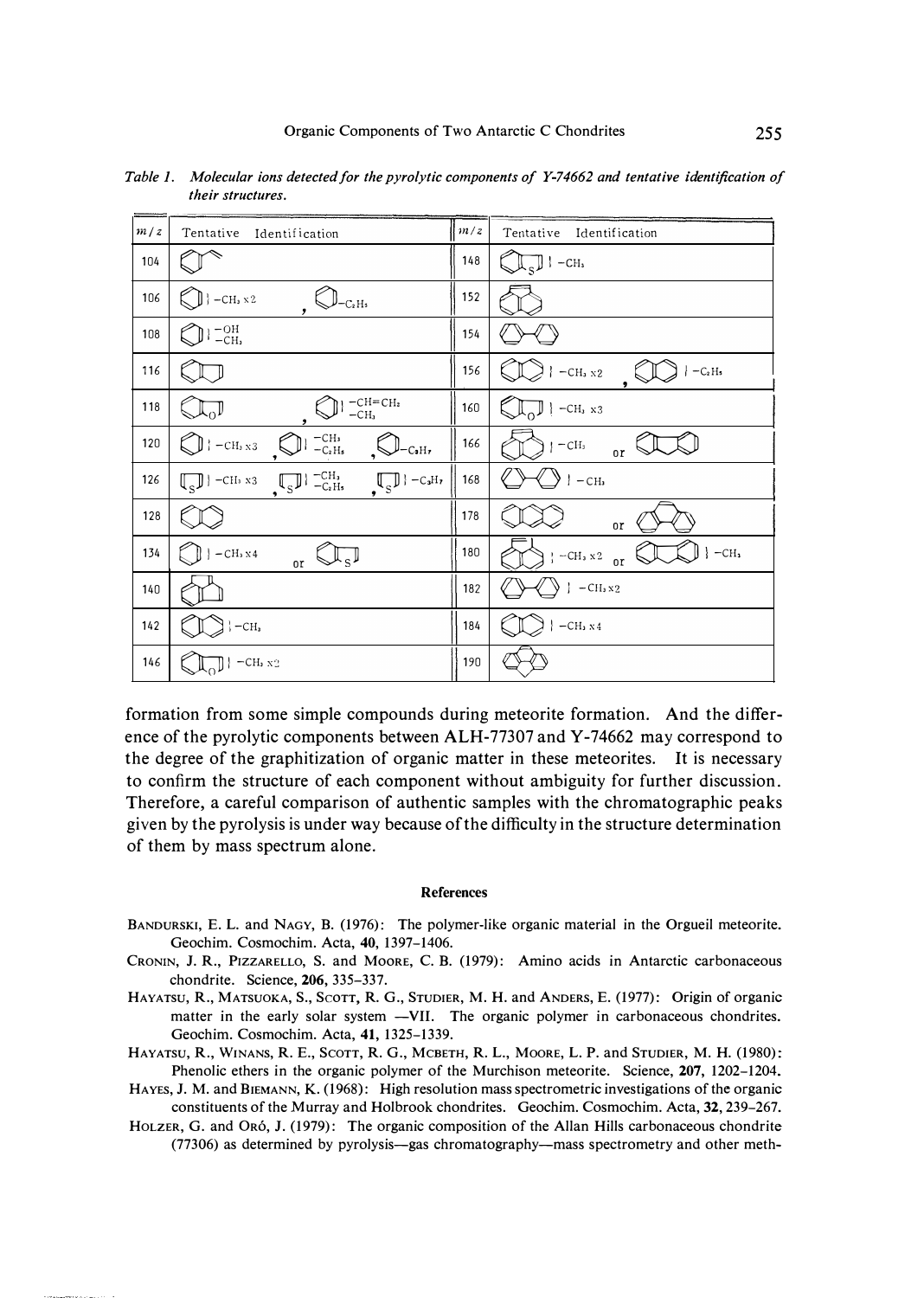*Table 1. Molecular ions detected for the pyrolytic components of Y-74662 and tentative identification of their structures.*

| $m/z$ | Tentative Identification | $m/z$ | Tentative Identification |
|---|---|---|---|
| 104 | [structure] | 148 | [structure] } $-CH_3$ |
| 106 | [structure] } $-CH_3 \times 2$ , [structure] $-C_2H_5$ | 152 | [structure] |
| 108 | [structure] } $-OH$ $-CH_3$ | 154 | [structure] |
| 116 | [structure] | 156 | [structure] } $-CH_3 \times 2$ , [structure] } $-C_2H_5$ |
| 118 | [structure] , [structure] } $-CH=CH_2$ $-CH_3$ | 160 | [structure] } $-CH_3 \times 3$ |
| 120 | [structure] } $-CH_3 \times 3$ , [structure] } $-CH_3$ $-C_2H_5$ , [structure] $-C_3H_7$ | 166 | [structure] } $-CH_3$ or [structure] |
| 126 | [structure] } $-CH_3 \times 3$ , [structure] } $-CH_3$ $-C_2H_5$ , [structure] } $-C_3H_7$ | 168 | [structure] } $-CH_3$ |
| 128 | [structure] | 178 | [structure] or [structure] |
| 134 | [structure] } $-CH_3 \times 4$ or [structure] | 180 | [structure] } $-CH_3 \times 2$ or [structure] } $-CH_3$ |
| 140 | [structure] | 182 | [structure] } $-CH_3 \times 2$ |
| 142 | [structure] } $-CH_3$ | 184 | [structure] } $-CH_3 \times 4$ |
| 146 | [structure] } $-CH_3 \times 2$ | 190 | [structure] |

formation from some simple compounds during meteorite formation. And the difference of the pyrolytic components between ALH-77307 and Y-74662 may correspond to the degree of the graphitization of organic matter in these meteorites. It is necessary to confirm the structure of each component without ambiguity for further discussion. Therefore, a careful comparison of authentic samples with the chromatographic peaks given by the pyrolysis is under way because of the difficulty in the structure determination of them by mass spectrum alone.

## References

BANDURSKI, E. L. and NAGY, B. (1976): The polymer-like organic material in the Orgueil meteorite. Geochim. Cosmochim. Acta, **40**, 1397–1406.

CRONIN, J. R., PIZZARELLO, S. and MOORE, C. B. (1979): Amino acids in Antarctic carbonaceous chondrite. Science, **206**, 335–337.

HAYATSU, R., MATSUOKA, S., SCOTT, R. G., STUDIER, M. H. and ANDERS, E. (1977): Origin of organic matter in the early solar system —VII. The organic polymer in carbonaceous chondrites. Geochim. Cosmochim. Acta, **41**, 1325–1339.

HAYATSU, R., WINANS, R. E., SCOTT, R. G., MCBETH, R. L., MOORE, L. P. and STUDIER, M. H. (1980): Phenolic ethers in the organic polymer of the Murchison meteorite. Science, **207**, 1202–1204.

HAYES, J. M. and BIEMANN, K. (1968): High resolution mass spectrometric investigations of the organic constituents of the Murray and Holbrook chondrites. Geochim. Cosmochim. Acta, **32**, 239–267.

HOLZER, G. and ORÓ, J. (1979): The organic composition of the Allan Hills carbonaceous chondrite (77306) as determined by pyrolysis—gas chromatography—mass spectrometry and other meth-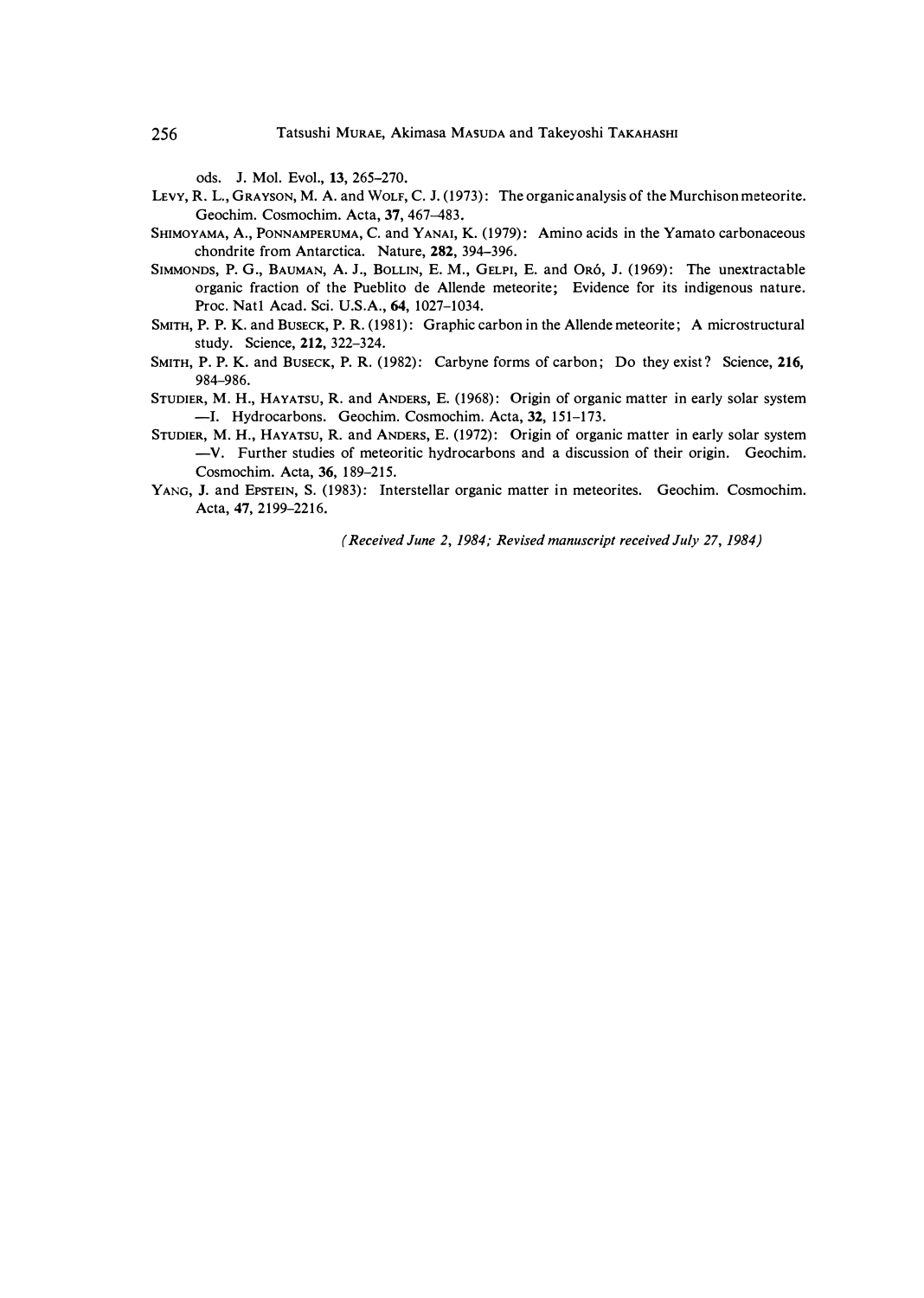ods. J. Mol. Evol., **13**, 265–270.

LEVY, R. L., GRAYSON, M. A. and WOLF, C. J. (1973): The organic analysis of the Murchison meteorite. Geochim. Cosmochim. Acta, **37**, 467–483.

SHIMOYAMA, A., PONNAMPERUMA, C. and YANAI, K. (1979): Amino acids in the Yamato carbonaceous chondrite from Antarctica. Nature, **282**, 394–396.

SIMMONDS, P. G., BAUMAN, A. J., BOLLIN, E. M., GELPI, E. and ORÓ, J. (1969): The unextractable organic fraction of the Pueblito de Allende meteorite; Evidence for its indigenous nature. Proc. Natl Acad. Sci. U.S.A., **64**, 1027–1034.

SMITH, P. P. K. and BUSECK, P. R. (1981): Graphic carbon in the Allende meteorite; A microstructural study. Science, **212**, 322–324.

SMITH, P. P. K. and BUSECK, P. R. (1982): Carbyne forms of carbon; Do they exist? Science, **216**, 984–986.

STUDIER, M. H., HAYATSU, R. and ANDERS, E. (1968): Origin of organic matter in early solar system —I. Hydrocarbons. Geochim. Cosmochim. Acta, **32**, 151–173.

STUDIER, M. H., HAYATSU, R. and ANDERS, E. (1972): Origin of organic matter in early solar system —V. Further studies of meteoritic hydrocarbons and a discussion of their origin. Geochim. Cosmochim. Acta, **36**, 189–215.

YANG, J. and EPSTEIN, S. (1983): Interstellar organic matter in meteorites. Geochim. Cosmochim. Acta, **47**, 2199–2216.

*(Received June 2, 1984; Revised manuscript received July 27, 1984)*